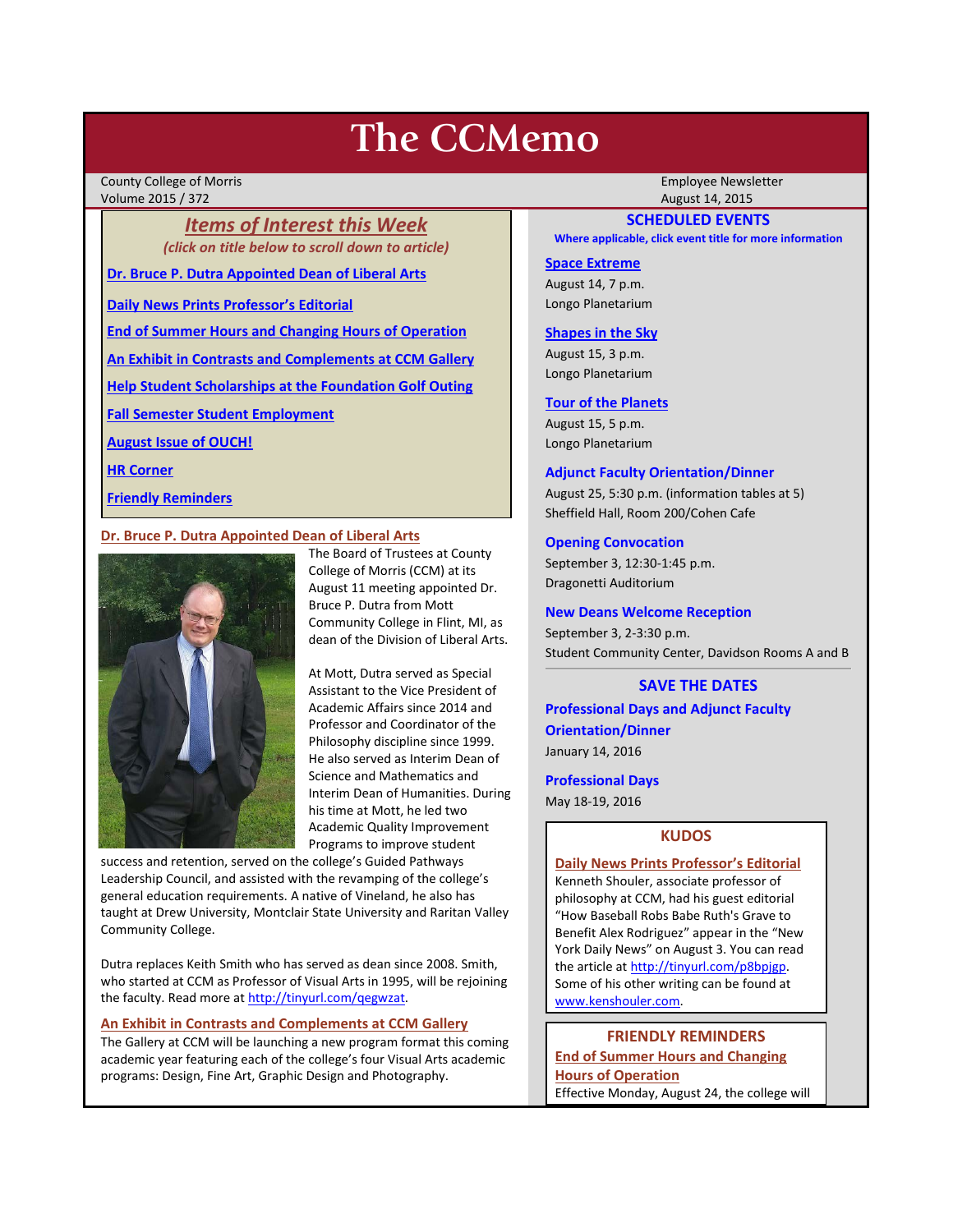# The CCMemo

County College of Morris
Volume 2015 / 372

Employee Newsletter
August 14, 2015

## *Items of Interest this Week*

*(click on title below to scroll down to article)*

**Dr. Bruce P. Dutra Appointed Dean of Liberal Arts**

**Daily News Prints Professor's Editorial**

**End of Summer Hours and Changing Hours of Operation**

**An Exhibit in Contrasts and Complements at CCM Gallery**

**Help Student Scholarships at the Foundation Golf Outing**

**Fall Semester Student Employment**

**August Issue of OUCH!**

**HR Corner**

**Friendly Reminders**

### Dr. Bruce P. Dutra Appointed Dean of Liberal Arts

The Board of Trustees at County College of Morris (CCM) at its August 11 meeting appointed Dr. Bruce P. Dutra from Mott Community College in Flint, MI, as dean of the Division of Liberal Arts.

At Mott, Dutra served as Special Assistant to the Vice President of Academic Affairs since 2014 and Professor and Coordinator of the Philosophy discipline since 1999. He also served as Interim Dean of Science and Mathematics and Interim Dean of Humanities. During his time at Mott, he led two Academic Quality Improvement Programs to improve student success and retention, served on the college's Guided Pathways Leadership Council, and assisted with the revamping of the college's general education requirements. A native of Vineland, he also has taught at Drew University, Montclair State University and Raritan Valley Community College.

Dutra replaces Keith Smith who has served as dean since 2008. Smith, who started at CCM as Professor of Visual Arts in 1995, will be rejoining the faculty. Read more at http://tinyurl.com/qegwzat.

### An Exhibit in Contrasts and Complements at CCM Gallery

The Gallery at CCM will be launching a new program format this coming academic year featuring each of the college's four Visual Arts academic programs: Design, Fine Art, Graphic Design and Photography.

## SCHEDULED EVENTS

**Where applicable, click event title for more information**

**Space Extreme**
August 14, 7 p.m.
Longo Planetarium

**Shapes in the Sky**
August 15, 3 p.m.
Longo Planetarium

**Tour of the Planets**
August 15, 5 p.m.
Longo Planetarium

**Adjunct Faculty Orientation/Dinner**
August 25, 5:30 p.m. (information tables at 5)
Sheffield Hall, Room 200/Cohen Cafe

**Opening Convocation**
September 3, 12:30-1:45 p.m.
Dragonetti Auditorium

**New Deans Welcome Reception**
September 3, 2-3:30 p.m.
Student Community Center, Davidson Rooms A and B

## SAVE THE DATES

**Professional Days and Adjunct Faculty Orientation/Dinner**
January 14, 2016

**Professional Days**
May 18-19, 2016

## KUDOS

### Daily News Prints Professor's Editorial

Kenneth Shouler, associate professor of philosophy at CCM, had his guest editorial "How Baseball Robs Babe Ruth's Grave to Benefit Alex Rodriguez" appear in the "New York Daily News" on August 3. You can read the article at http://tinyurl.com/p8bpjgp. Some of his other writing can be found at www.kenshouler.com.

## FRIENDLY REMINDERS

### End of Summer Hours and Changing Hours of Operation

Effective Monday, August 24, the college will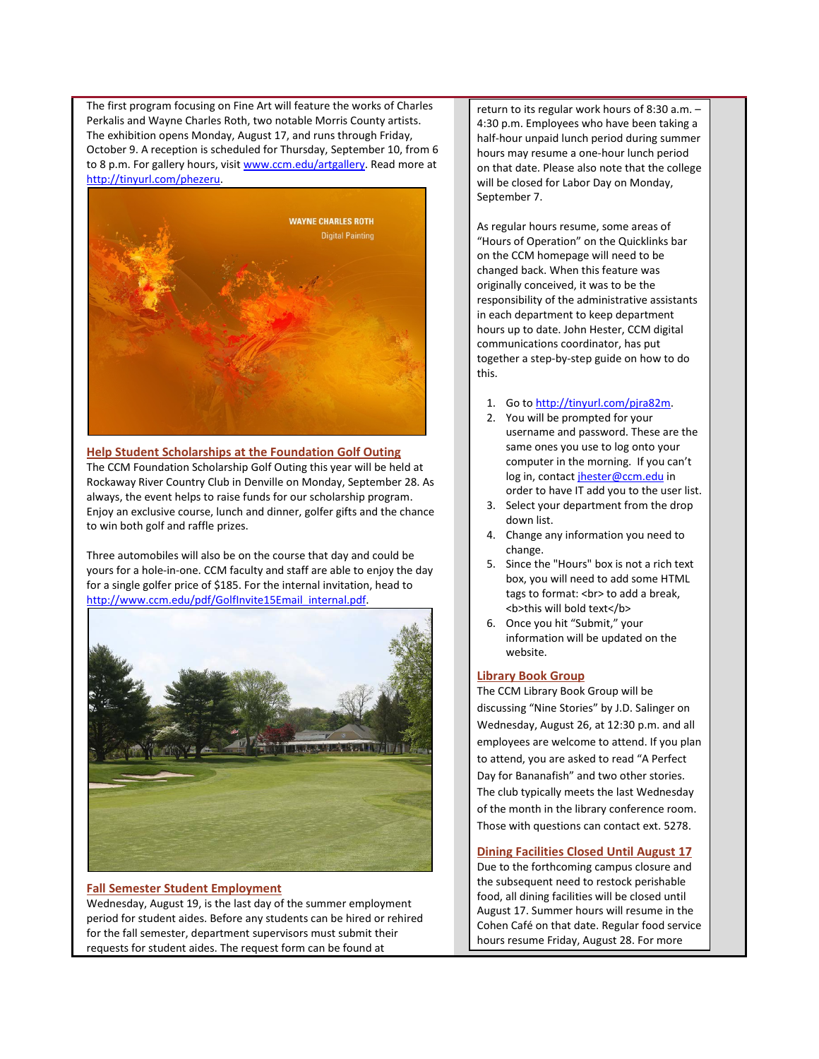The first program focusing on Fine Art will feature the works of Charles Perkalis and Wayne Charles Roth, two notable Morris County artists. The exhibition opens Monday, August 17, and runs through Friday, October 9. A reception is scheduled for Thursday, September 10, from 6 to 8 p.m. For gallery hours, visit www.ccm.edu/artgallery. Read more at http://tinyurl.com/phezeru.

## Help Student Scholarships at the Foundation Golf Outing

The CCM Foundation Scholarship Golf Outing this year will be held at Rockaway River Country Club in Denville on Monday, September 28. As always, the event helps to raise funds for our scholarship program. Enjoy an exclusive course, lunch and dinner, golfer gifts and the chance to win both golf and raffle prizes.

Three automobiles will also be on the course that day and could be yours for a hole-in-one. CCM faculty and staff are able to enjoy the day for a single golfer price of $185. For the internal invitation, head to http://www.ccm.edu/pdf/GolfInvite15Email_internal.pdf.

## Fall Semester Student Employment

Wednesday, August 19, is the last day of the summer employment period for student aides. Before any students can be hired or rehired for the fall semester, department supervisors must submit their requests for student aides. The request form can be found at

return to its regular work hours of 8:30 a.m. – 4:30 p.m. Employees who have been taking a half-hour unpaid lunch period during summer hours may resume a one-hour lunch period on that date. Please also note that the college will be closed for Labor Day on Monday, September 7.

As regular hours resume, some areas of "Hours of Operation" on the Quicklinks bar on the CCM homepage will need to be changed back. When this feature was originally conceived, it was to be the responsibility of the administrative assistants in each department to keep department hours up to date. John Hester, CCM digital communications coordinator, has put together a step-by-step guide on how to do this.

1. Go to http://tinyurl.com/pjra82m.
2. You will be prompted for your username and password. These are the same ones you use to log onto your computer in the morning. If you can't log in, contact jhester@ccm.edu in order to have IT add you to the user list.
3. Select your department from the drop down list.
4. Change any information you need to change.
5. Since the "Hours" box is not a rich text box, you will need to add some HTML tags to format: <br> to add a break, <b>this will bold text</b>
6. Once you hit "Submit," your information will be updated on the website.

## Library Book Group

The CCM Library Book Group will be discussing "Nine Stories" by J.D. Salinger on Wednesday, August 26, at 12:30 p.m. and all employees are welcome to attend. If you plan to attend, you are asked to read "A Perfect Day for Bananafish" and two other stories. The club typically meets the last Wednesday of the month in the library conference room. Those with questions can contact ext. 5278.

## Dining Facilities Closed Until August 17

Due to the forthcoming campus closure and the subsequent need to restock perishable food, all dining facilities will be closed until August 17. Summer hours will resume in the Cohen Café on that date. Regular food service hours resume Friday, August 28. For more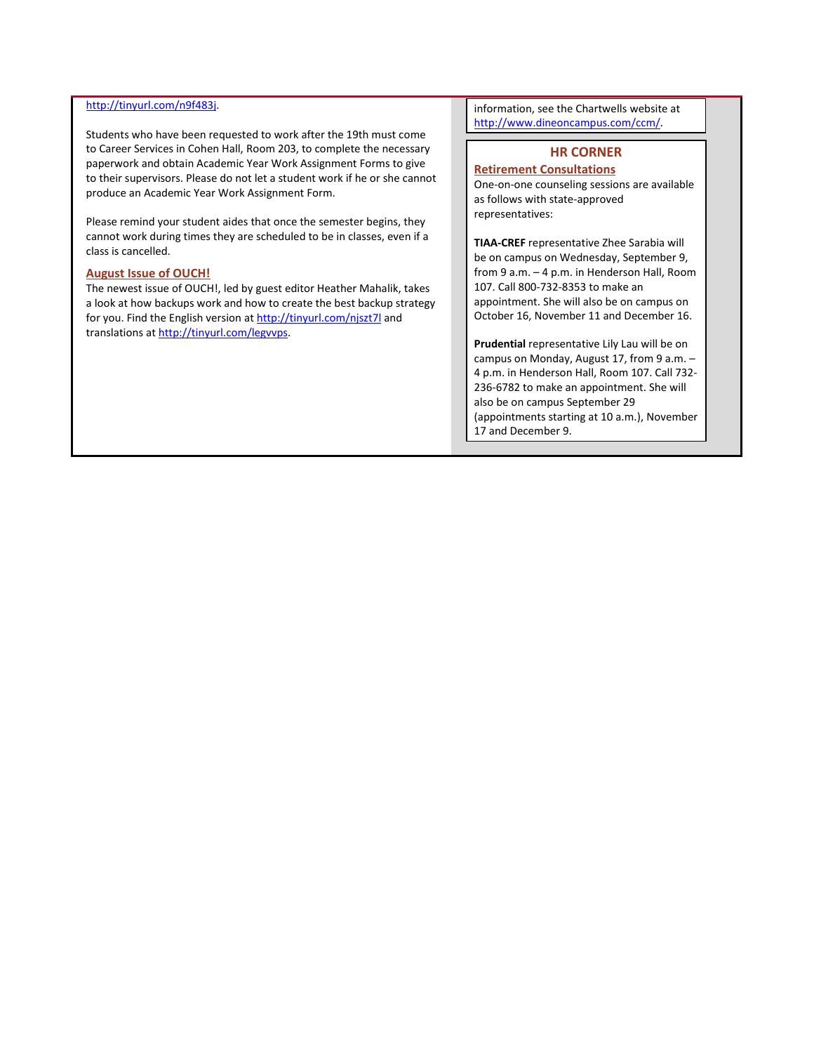http://tinyurl.com/n9f483j.

Students who have been requested to work after the 19th must come to Career Services in Cohen Hall, Room 203, to complete the necessary paperwork and obtain Academic Year Work Assignment Forms to give to their supervisors. Please do not let a student work if he or she cannot produce an Academic Year Work Assignment Form.

Please remind your student aides that once the semester begins, they cannot work during times they are scheduled to be in classes, even if a class is cancelled.

### August Issue of OUCH!

The newest issue of OUCH!, led by guest editor Heather Mahalik, takes a look at how backups work and how to create the best backup strategy for you. Find the English version at http://tinyurl.com/njszt7l and translations at http://tinyurl.com/legvvps.

information, see the Chartwells website at http://www.dineoncampus.com/ccm/.

## HR CORNER

### Retirement Consultations

One-on-one counseling sessions are available as follows with state-approved representatives:

**TIAA-CREF** representative Zhee Sarabia will be on campus on Wednesday, September 9, from 9 a.m. – 4 p.m. in Henderson Hall, Room 107. Call 800-732-8353 to make an appointment. She will also be on campus on October 16, November 11 and December 16.

**Prudential** representative Lily Lau will be on campus on Monday, August 17, from 9 a.m. – 4 p.m. in Henderson Hall, Room 107. Call 732-236-6782 to make an appointment. She will also be on campus September 29 (appointments starting at 10 a.m.), November 17 and December 9.